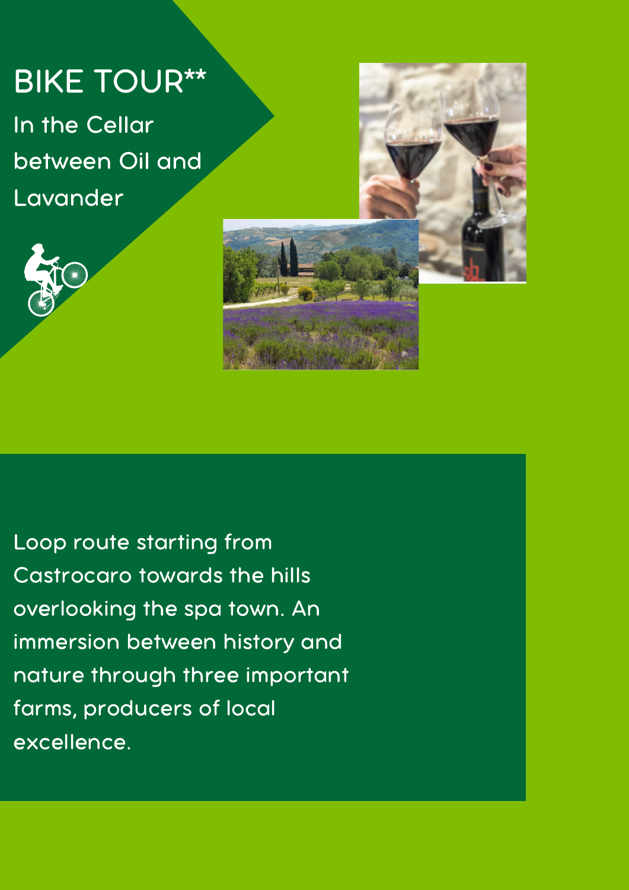# BIKE TOUR**

In the Cellar between Oil and Lavander

Loop route starting from Castrocaro towards the hills overlooking the spa town. An immersion between history and nature through three important farms, producers of local excellence.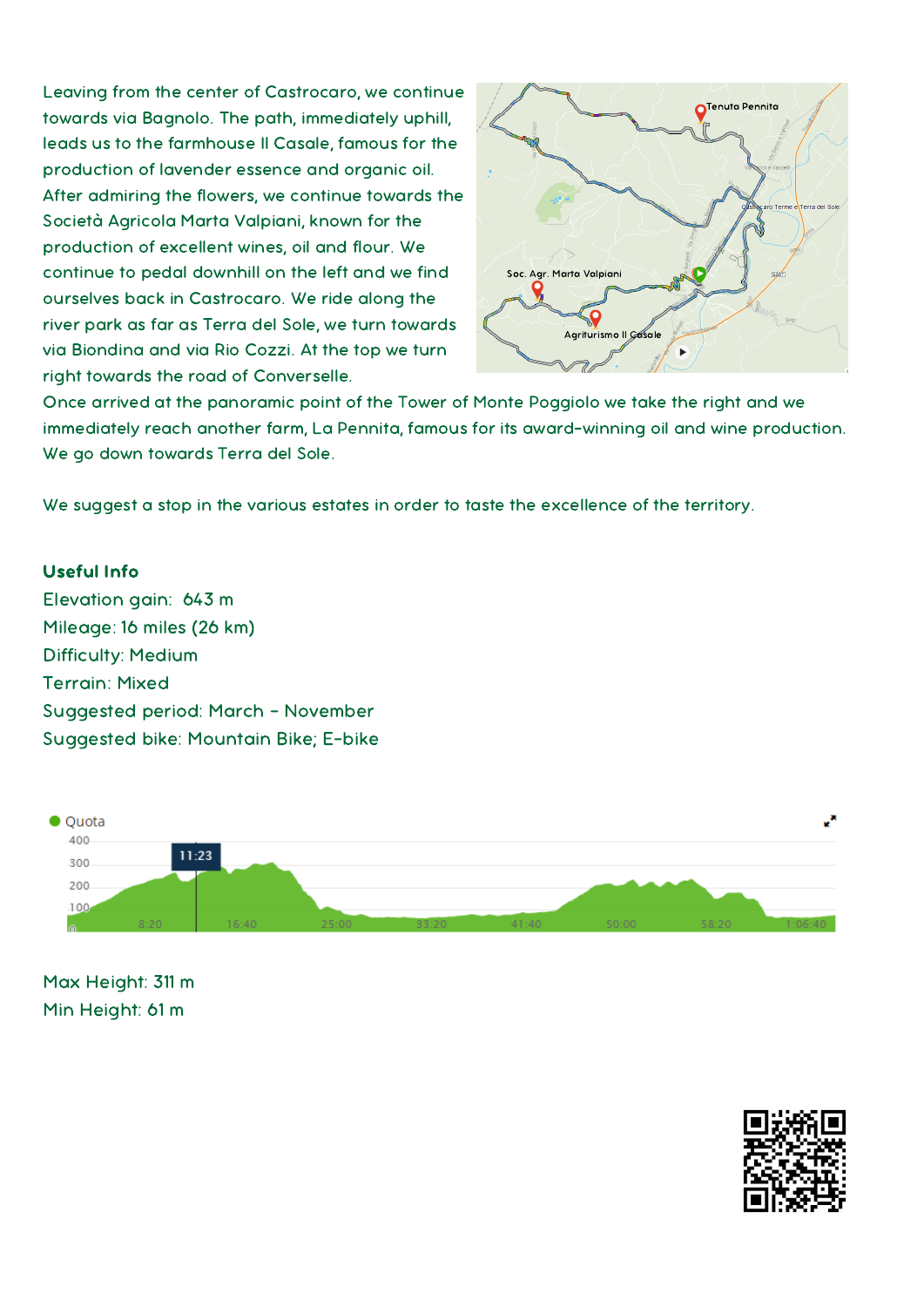Leaving from the center of Castrocaro, we continue towards via Bagnolo. The path, immediately uphill, leads us to the farmhouse Il Casale, famous for the production of lavender essence and organic oil. After admiring the flowers, we continue towards the Società Agricola Marta Valpiani, known for the production of excellent wines, oil and flour. We continue to pedal downhill on the left and we find ourselves back in Castrocaro. We ride along the river park as far as Terra del Sole, we turn towards via Biondina and via Rio Cozzi. At the top we turn right towards the road of Converselle.
Once arrived at the panoramic point of the Tower of Monte Poggiolo we take the right and we immediately reach another farm, La Pennita, famous for its award-winning oil and wine production. We go down towards Terra del Sole.

We suggest a stop in the various estates in order to taste the excellence of the territory.

**Useful Info**

Elevation gain: 643 m
Mileage: 16 miles (26 km)
Difficulty: Medium
Terrain: Mixed
Suggested period: March - November
Suggested bike: Mountain Bike; E-bike

Quota
400
300
200
100
0
11:23
8:20
16:40
25:00
33:20
41:40
50:00
58:20
1:06:40

Max Height: 311 m
Min Height: 61 m